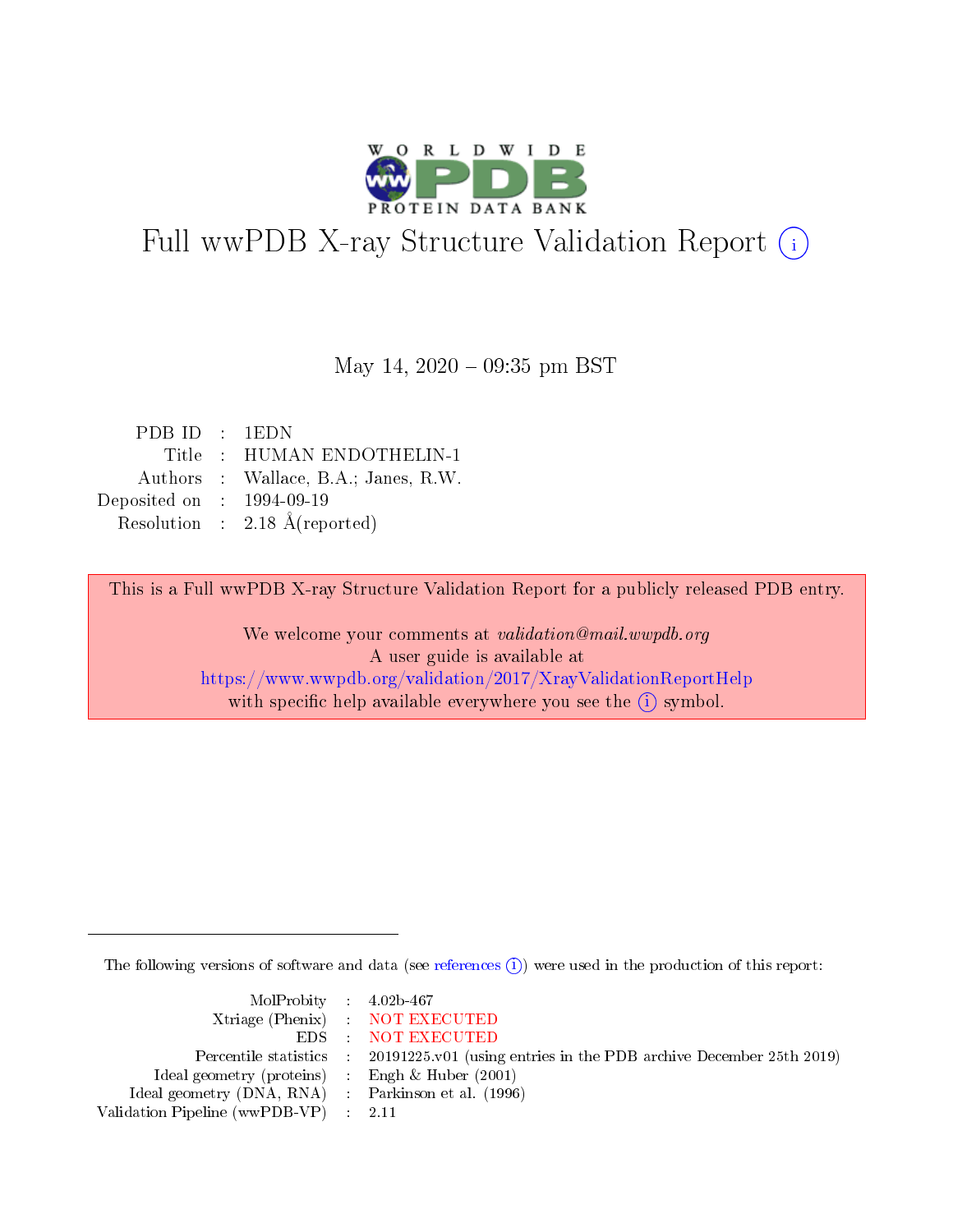# Full wwPDB X-ray Structure Validation Report (i)

May 14, 2020 – 09:35 pm BST

| | | |
|---|---|---|
| PDB ID | : | 1EDN |
| Title | : | HUMAN ENDOTHELIN-1 |
| Authors | : | Wallace, B.A.; Janes, R.W. |
| Deposited on | : | 1994-09-19 |
| Resolution | : | 2.18 Å(reported) |

This is a Full wwPDB X-ray Structure Validation Report for a publicly released PDB entry.

We welcome your comments at *validation@mail.wwpdb.org*
A user guide is available at
https://www.wwpdb.org/validation/2017/XrayValidationReportHelp
with specific help available everywhere you see the (i) symbol.

---

The following versions of software and data (see references (i)) were used in the production of this report:

| | | |
|---|---|---|
| MolProbity | : | 4.02b-467 |
| Xtriage (Phenix) | : | NOT EXECUTED |
| EDS | : | NOT EXECUTED |
| Percentile statistics | : | 20191225.v01 (using entries in the PDB archive December 25th 2019) |
| Ideal geometry (proteins) | : | Engh & Huber (2001) |
| Ideal geometry (DNA, RNA) | : | Parkinson et al. (1996) |
| Validation Pipeline (wwPDB-VP) | : | 2.11 |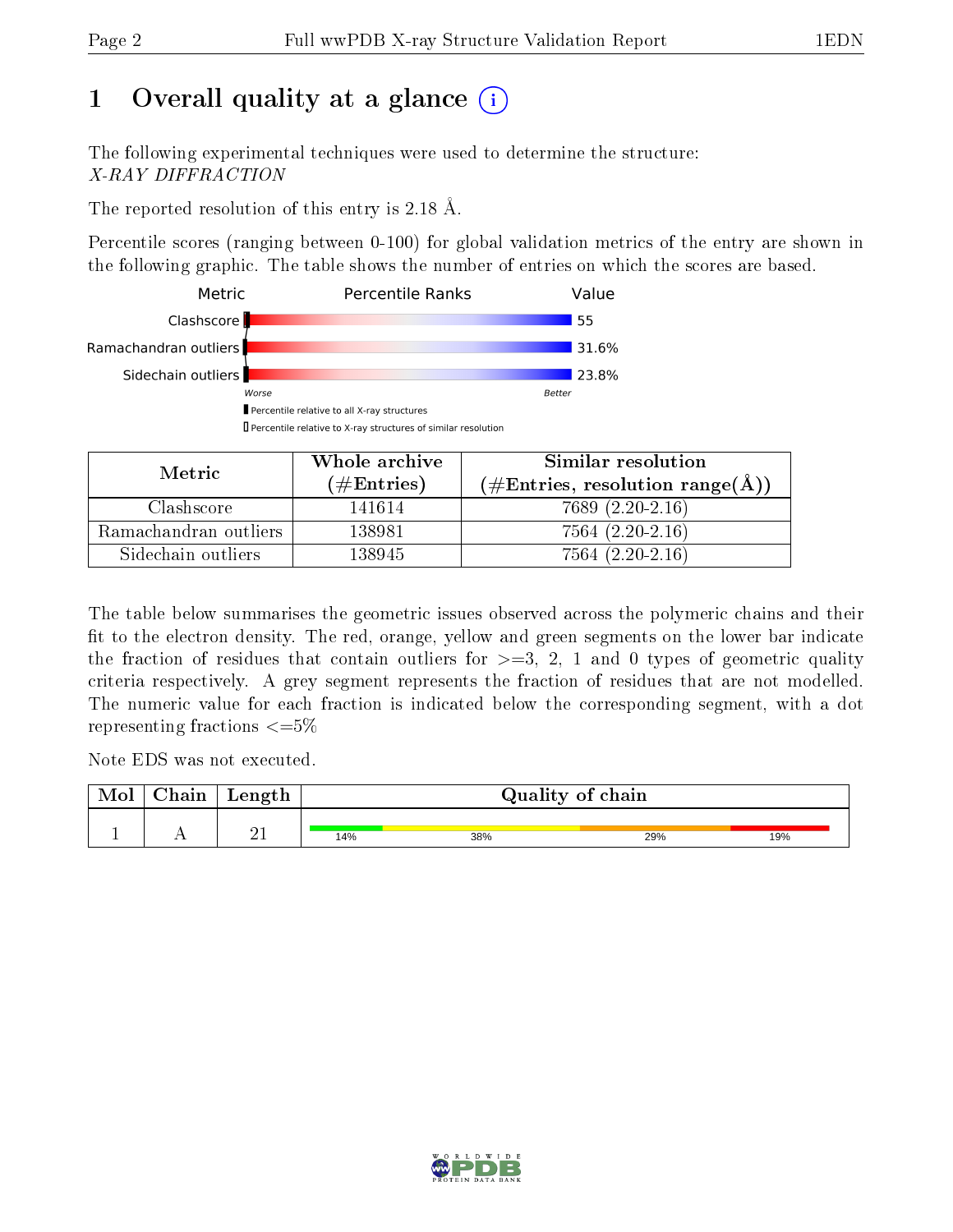# 1 Overall quality at a glance

The following experimental techniques were used to determine the structure: *X-RAY DIFFRACTION*

The reported resolution of this entry is 2.18 Å.

Percentile scores (ranging between 0-100) for global validation metrics of the entry are shown in the following graphic. The table shows the number of entries on which the scores are based.

| Metric | Value |
|---|---|
| Clashscore | 55 |
| Ramachandran outliers | 31.6% |
| Sidechain outliers | 23.8% |

Worse — Better

Percentile relative to all X-ray structures
Percentile relative to X-ray structures of similar resolution

| Metric | Whole archive (#Entries) | Similar resolution (#Entries, resolution range(Å)) |
|---|---|---|
| Clashscore | 141614 | 7689 (2.20-2.16) |
| Ramachandran outliers | 138981 | 7564 (2.20-2.16) |
| Sidechain outliers | 138945 | 7564 (2.20-2.16) |

The table below summarises the geometric issues observed across the polymeric chains and their fit to the electron density. The red, orange, yellow and green segments on the lower bar indicate the fraction of residues that contain outliers for >=3, 2, 1 and 0 types of geometric quality criteria respectively. A grey segment represents the fraction of residues that are not modelled. The numeric value for each fraction is indicated below the corresponding segment, with a dot representing fractions <=5%

Note EDS was not executed.

| Mol | Chain | Length | Quality of chain |
|---|---|---|---|
| 1 | A | 21 | 14% 38% 29% 19% |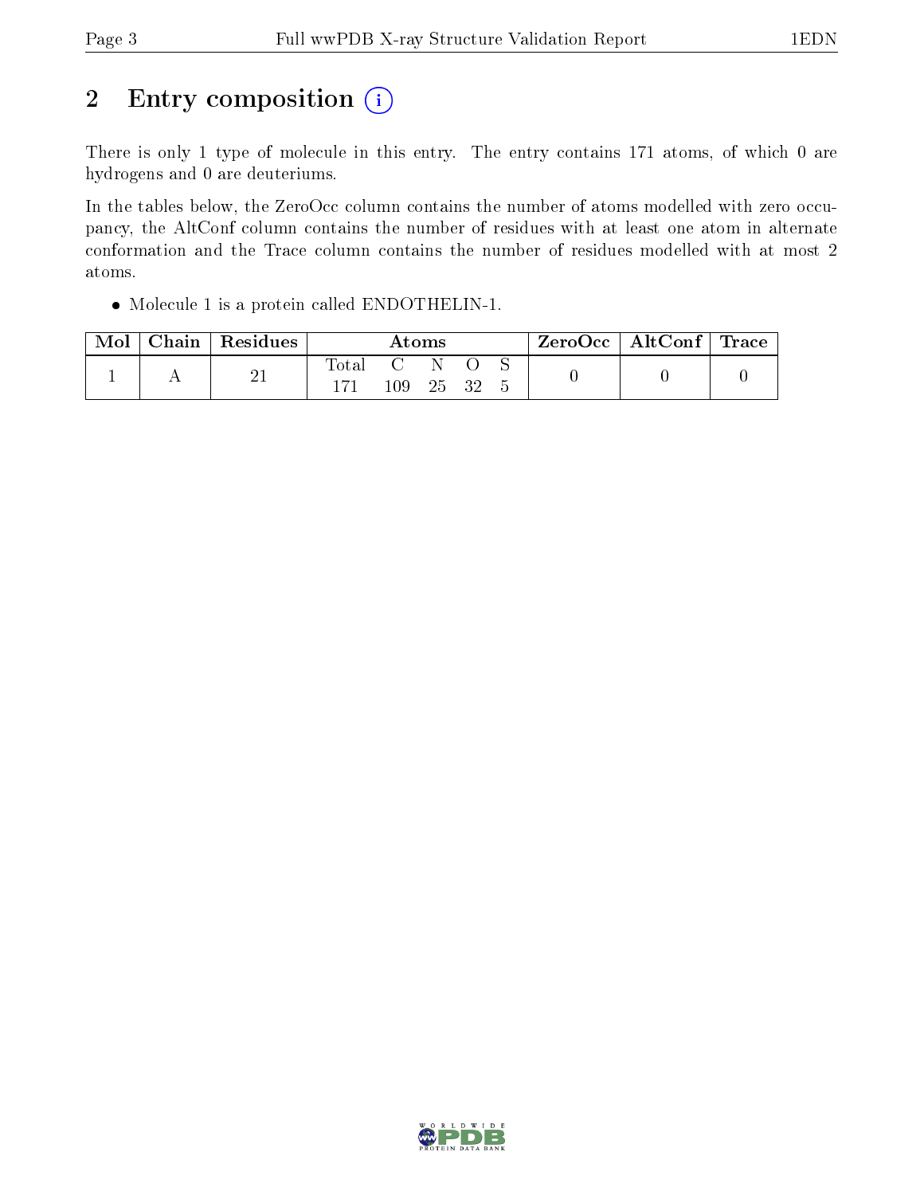## 2 Entry composition (i)

There is only 1 type of molecule in this entry. The entry contains 171 atoms, of which 0 are hydrogens and 0 are deuteriums.

In the tables below, the ZeroOcc column contains the number of atoms modelled with zero occupancy, the AltConf column contains the number of residues with at least one atom in alternate conformation and the Trace column contains the number of residues modelled with at most 2 atoms.

- Molecule 1 is a protein called ENDOTHELIN-1.

| Mol | Chain | Residues | Atoms | | | | | ZeroOcc | AltConf | Trace |
|---|---|---|---|---|---|---|---|---|---|---|
| | | | Total | C | N | O | S | | | |
| 1 | A | 21 | 171 | 109 | 25 | 32 | 5 | 0 | 0 | 0 |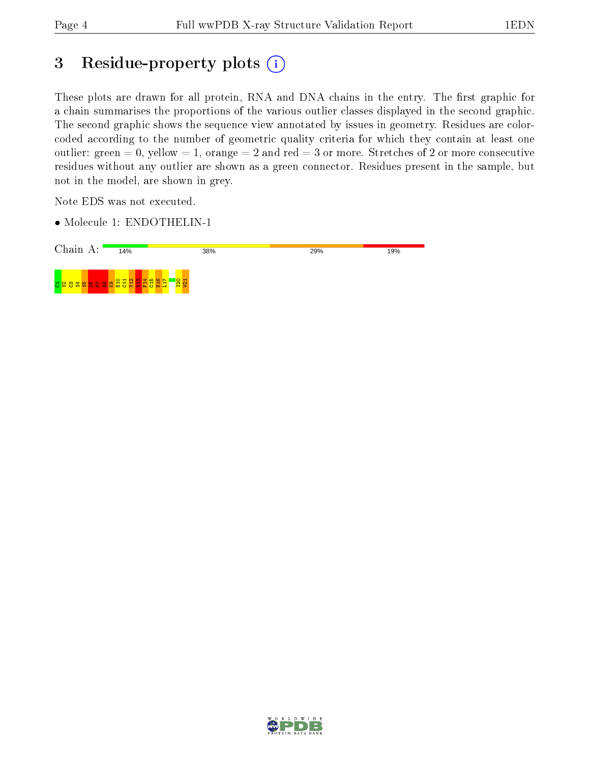# 3 Residue-property plots

These plots are drawn for all protein, RNA and DNA chains in the entry. The first graphic for a chain summarises the proportions of the various outlier classes displayed in the second graphic. The second graphic shows the sequence view annotated by issues in geometry. Residues are color-coded according to the number of geometric quality criteria for which they contain at least one outlier: green = 0, yellow = 1, orange = 2 and red = 3 or more. Stretches of 2 or more consecutive residues without any outlier are shown as a green connector. Residues present in the sample, but not in the model, are shown in grey.

Note EDS was not executed.

- Molecule 1: ENDOTHELIN-1

Chain A: 14% 38% 29% 19%

C1 S2 C3 S4 S5 L6 M7 D8 K9 E10 C11 V12 Y13 F14 C15 H16 L17 I20 W21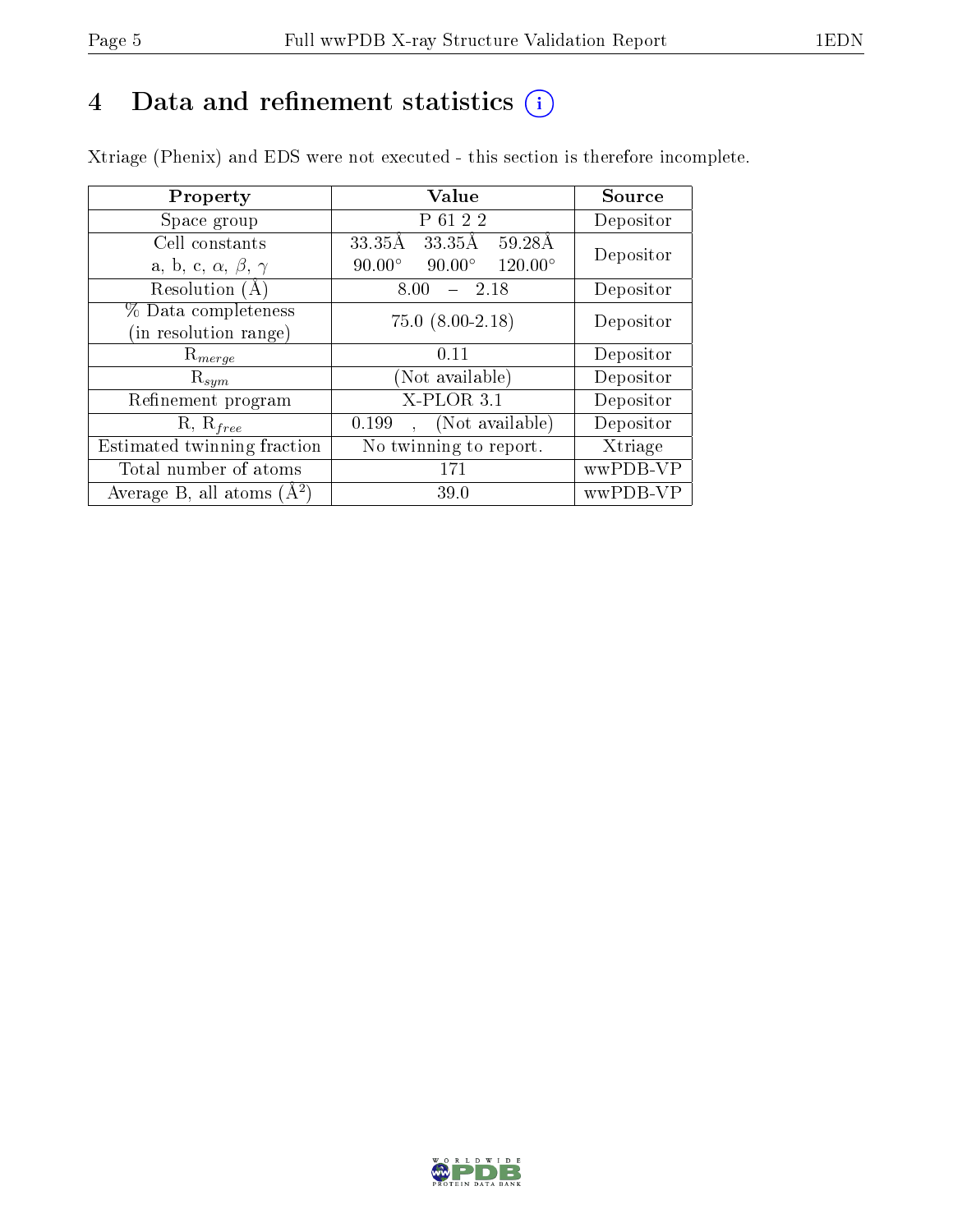# 4 Data and refinement statistics (i)

Xtriage (Phenix) and EDS were not executed - this section is therefore incomplete.

| Property | Value | Source |
|---|---|---|
| Space group | P 61 2 2 | Depositor |
| Cell constants<br>a, b, c, $\alpha$, $\beta$, $\gamma$ | 33.35Å 33.35Å 59.28Å<br>90.00° 90.00° 120.00° | Depositor |
| Resolution (Å) | 8.00 – 2.18 | Depositor |
| % Data completeness<br>(in resolution range) | 75.0 (8.00-2.18) | Depositor |
| $R_{merge}$ | 0.11 | Depositor |
| $R_{sym}$ | (Not available) | Depositor |
| Refinement program | X-PLOR 3.1 | Depositor |
| R, $R_{free}$ | 0.199 , (Not available) | Depositor |
| Estimated twinning fraction | No twinning to report. | Xtriage |
| Total number of atoms | 171 | wwPDB-VP |
| Average B, all atoms (Å$^2$) | 39.0 | wwPDB-VP |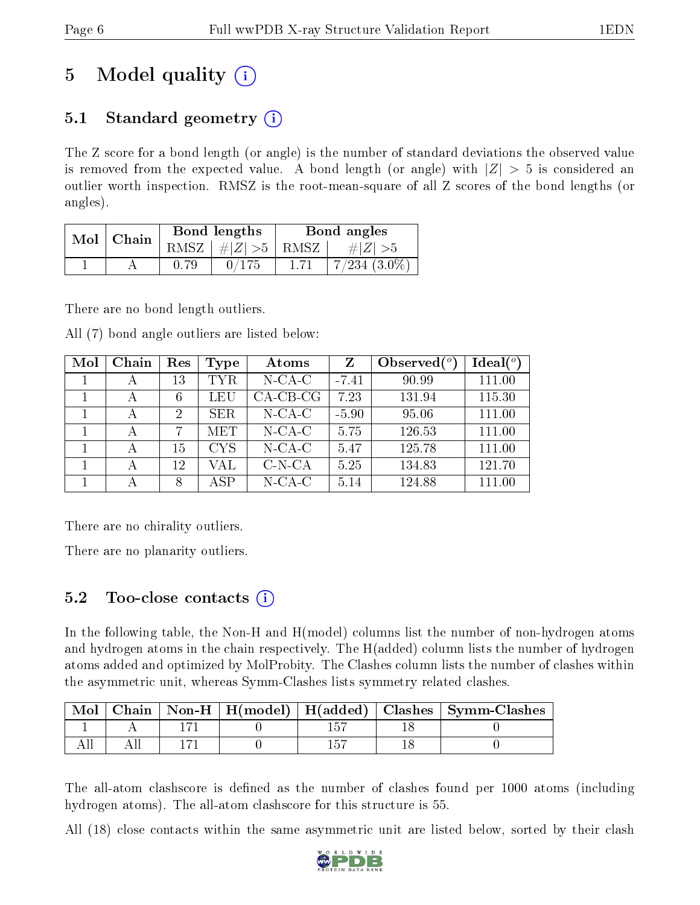# 5 Model quality

## 5.1 Standard geometry

The Z score for a bond length (or angle) is the number of standard deviations the observed value is removed from the expected value. A bond length (or angle) with $|Z| > 5$ is considered an outlier worth inspection. RMSZ is the root-mean-square of all Z scores of the bond lengths (or angles).

| Mol | Chain | Bond lengths | | Bond angles | |
|---|---|---|---|---|---|
| | | RMSZ | #$|Z|$ >5 | RMSZ | #$|Z|$ >5 |
| 1 | A | 0.79 | 0/175 | 1.71 | 7/234 (3.0%) |

There are no bond length outliers.

All (7) bond angle outliers are listed below:

| Mol | Chain | Res | Type | Atoms | Z | Observed(°) | Ideal(°) |
|---|---|---|---|---|---|---|---|
| 1 | A | 13 | TYR | N-CA-C | -7.41 | 90.99 | 111.00 |
| 1 | A | 6 | LEU | CA-CB-CG | 7.23 | 131.94 | 115.30 |
| 1 | A | 2 | SER | N-CA-C | -5.90 | 95.06 | 111.00 |
| 1 | A | 7 | MET | N-CA-C | 5.75 | 126.53 | 111.00 |
| 1 | A | 15 | CYS | N-CA-C | 5.47 | 125.78 | 111.00 |
| 1 | A | 12 | VAL | C-N-CA | 5.25 | 134.83 | 121.70 |
| 1 | A | 8 | ASP | N-CA-C | 5.14 | 124.88 | 111.00 |

There are no chirality outliers.

There are no planarity outliers.

## 5.2 Too-close contacts

In the following table, the Non-H and H(model) columns list the number of non-hydrogen atoms and hydrogen atoms in the chain respectively. The H(added) column lists the number of hydrogen atoms added and optimized by MolProbity. The Clashes column lists the number of clashes within the asymmetric unit, whereas Symm-Clashes lists symmetry related clashes.

| Mol | Chain | Non-H | H(model) | H(added) | Clashes | Symm-Clashes |
|---|---|---|---|---|---|---|
| 1 | A | 171 | 0 | 157 | 18 | 0 |
| All | All | 171 | 0 | 157 | 18 | 0 |

The all-atom clashscore is defined as the number of clashes found per 1000 atoms (including hydrogen atoms). The all-atom clashscore for this structure is 55.

All (18) close contacts within the same asymmetric unit are listed below, sorted by their clash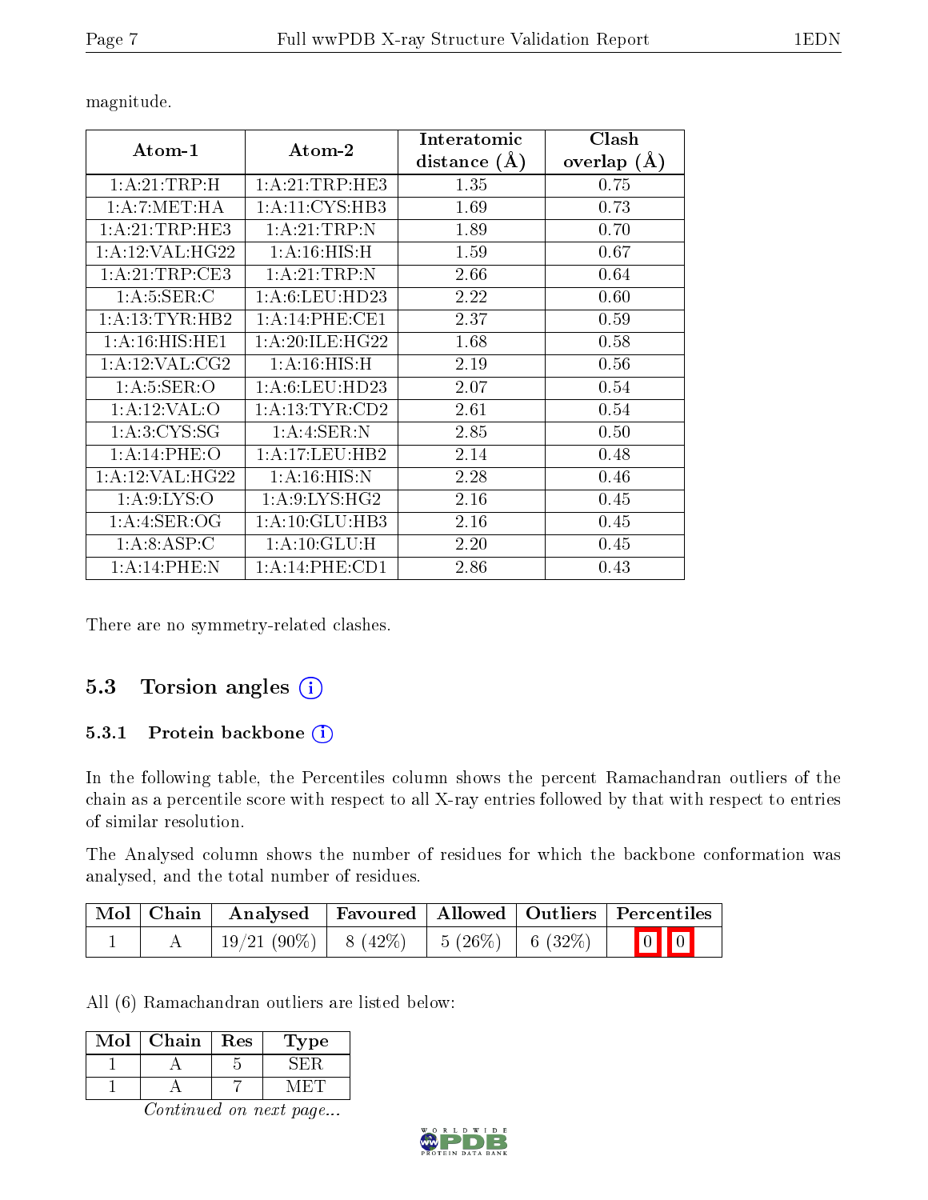magnitude.

| Atom-1 | Atom-2 | Interatomic distance (Å) | Clash overlap (Å) |
|---|---|---|---|
| 1:A:21:TRP:H | 1:A:21:TRP:HE3 | 1.35 | 0.75 |
| 1:A:7:MET:HA | 1:A:11:CYS:HB3 | 1.69 | 0.73 |
| 1:A:21:TRP:HE3 | 1:A:21:TRP:N | 1.89 | 0.70 |
| 1:A:12:VAL:HG22 | 1:A:16:HIS:H | 1.59 | 0.67 |
| 1:A:21:TRP:CE3 | 1:A:21:TRP:N | 2.66 | 0.64 |
| 1:A:5:SER:C | 1:A:6:LEU:HD23 | 2.22 | 0.60 |
| 1:A:13:TYR:HB2 | 1:A:14:PHE:CE1 | 2.37 | 0.59 |
| 1:A:16:HIS:HE1 | 1:A:20:ILE:HG22 | 1.68 | 0.58 |
| 1:A:12:VAL:CG2 | 1:A:16:HIS:H | 2.19 | 0.56 |
| 1:A:5:SER:O | 1:A:6:LEU:HD23 | 2.07 | 0.54 |
| 1:A:12:VAL:O | 1:A:13:TYR:CD2 | 2.61 | 0.54 |
| 1:A:3:CYS:SG | 1:A:4:SER:N | 2.85 | 0.50 |
| 1:A:14:PHE:O | 1:A:17:LEU:HB2 | 2.14 | 0.48 |
| 1:A:12:VAL:HG22 | 1:A:16:HIS:N | 2.28 | 0.46 |
| 1:A:9:LYS:O | 1:A:9:LYS:HG2 | 2.16 | 0.45 |
| 1:A:4:SER:OG | 1:A:10:GLU:HB3 | 2.16 | 0.45 |
| 1:A:8:ASP:C | 1:A:10:GLU:H | 2.20 | 0.45 |
| 1:A:14:PHE:N | 1:A:14:PHE:CD1 | 2.86 | 0.43 |

There are no symmetry-related clashes.

## 5.3 Torsion angles

### 5.3.1 Protein backbone

In the following table, the Percentiles column shows the percent Ramachandran outliers of the chain as a percentile score with respect to all X-ray entries followed by that with respect to entries of similar resolution.

The Analysed column shows the number of residues for which the backbone conformation was analysed, and the total number of residues.

| Mol | Chain | Analysed | Favoured | Allowed | Outliers | Percentiles |
|---|---|---|---|---|---|---|
| 1 | A | 19/21 (90%) | 8 (42%) | 5 (26%) | 6 (32%) | 0 0 |

All (6) Ramachandran outliers are listed below:

| Mol | Chain | Res | Type |
|---|---|---|---|
| 1 | A | 5 | SER |
| 1 | A | 7 | MET |

*Continued on next page...*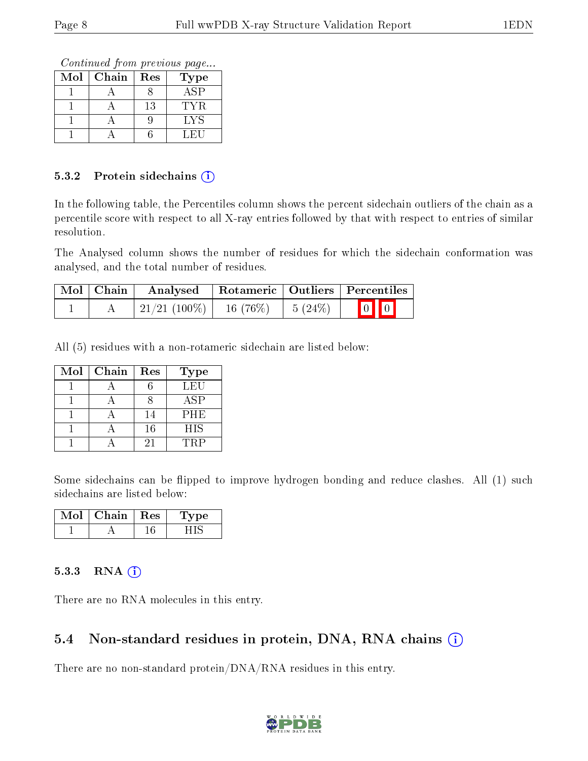*Continued from previous page...*

| Mol | Chain | Res | Type |
|---|---|---|---|
| 1 | A | 8 | ASP |
| 1 | A | 13 | TYR |
| 1 | A | 9 | LYS |
| 1 | A | 6 | LEU |

#### 5.3.2 Protein sidechains

In the following table, the Percentiles column shows the percent sidechain outliers of the chain as a percentile score with respect to all X-ray entries followed by that with respect to entries of similar resolution.

The Analysed column shows the number of residues for which the sidechain conformation was analysed, and the total number of residues.

| Mol | Chain | Analysed | Rotameric | Outliers | Percentiles |
|---|---|---|---|---|---|
| 1 | A | 21/21 (100%) | 16 (76%) | 5 (24%) | 0 0 |

All (5) residues with a non-rotameric sidechain are listed below:

| Mol | Chain | Res | Type |
|---|---|---|---|
| 1 | A | 6 | LEU |
| 1 | A | 8 | ASP |
| 1 | A | 14 | PHE |
| 1 | A | 16 | HIS |
| 1 | A | 21 | TRP |

Some sidechains can be flipped to improve hydrogen bonding and reduce clashes. All (1) such sidechains are listed below:

| Mol | Chain | Res | Type |
|---|---|---|---|
| 1 | A | 16 | HIS |

#### 5.3.3 RNA

There are no RNA molecules in this entry.

### 5.4 Non-standard residues in protein, DNA, RNA chains

There are no non-standard protein/DNA/RNA residues in this entry.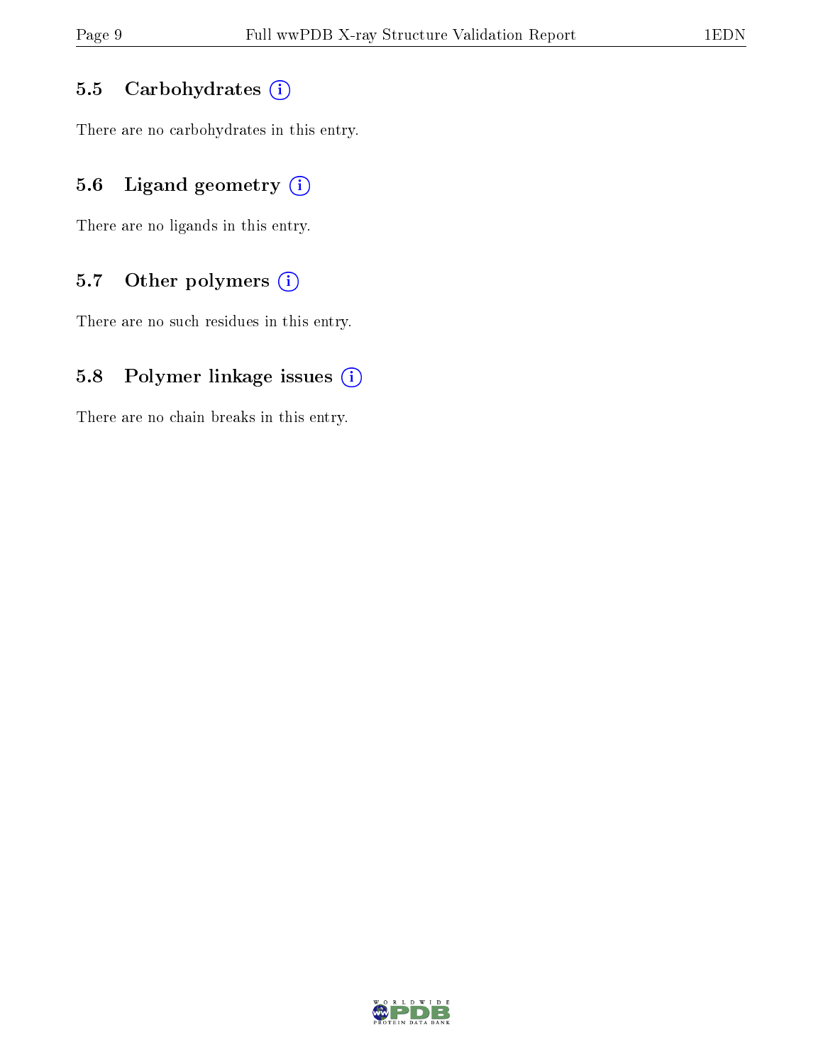### 5.5 Carbohydrates

There are no carbohydrates in this entry.

### 5.6 Ligand geometry

There are no ligands in this entry.

### 5.7 Other polymers

There are no such residues in this entry.

### 5.8 Polymer linkage issues

There are no chain breaks in this entry.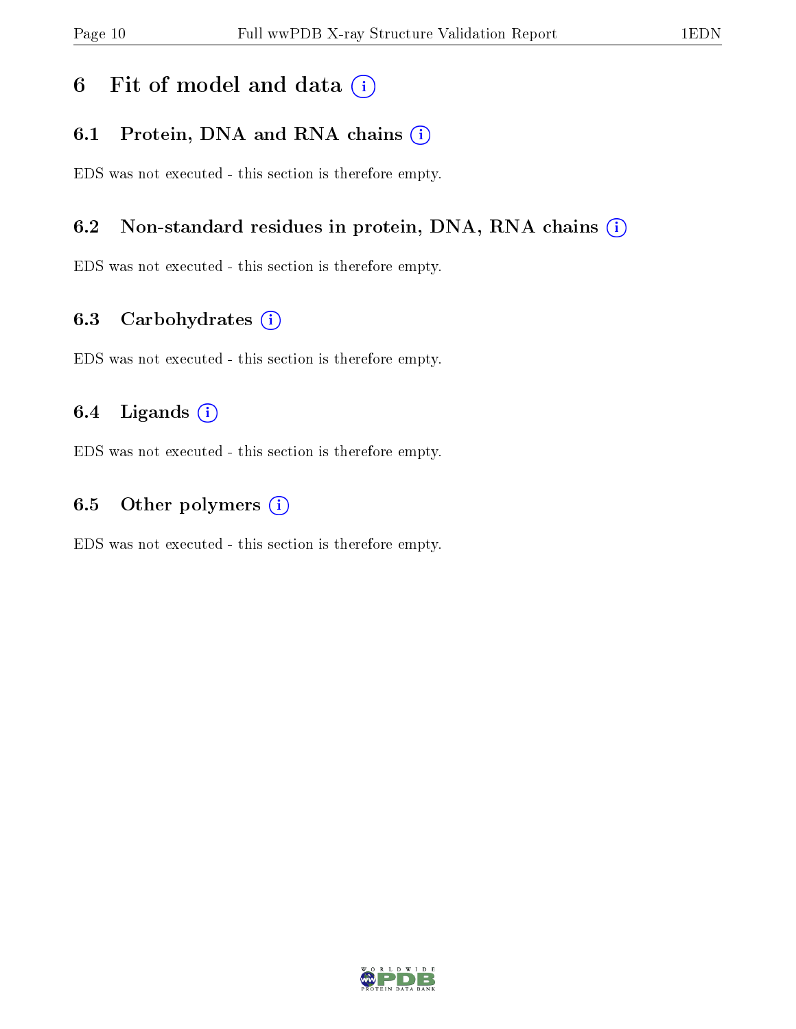# 6 Fit of model and data

## 6.1 Protein, DNA and RNA chains

EDS was not executed - this section is therefore empty.

## 6.2 Non-standard residues in protein, DNA, RNA chains

EDS was not executed - this section is therefore empty.

## 6.3 Carbohydrates

EDS was not executed - this section is therefore empty.

## 6.4 Ligands

EDS was not executed - this section is therefore empty.

## 6.5 Other polymers

EDS was not executed - this section is therefore empty.